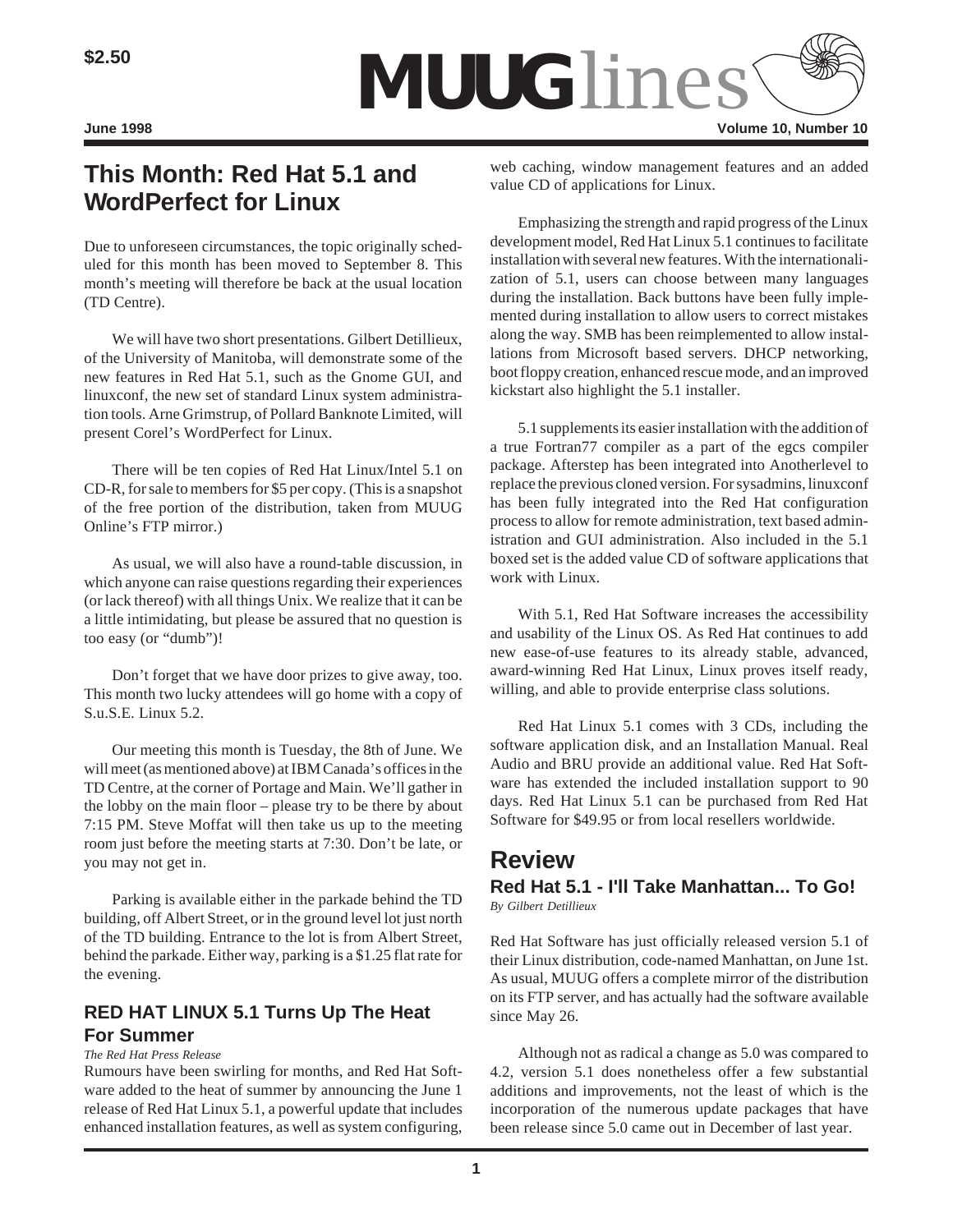$2.50

# MUUGlines

**June 1998** **Volume 10, Number 10**

## This Month: Red Hat 5.1 and WordPerfect for Linux

Due to unforeseen circumstances, the topic originally scheduled for this month has been moved to September 8. This month's meeting will therefore be back at the usual location (TD Centre).

We will have two short presentations. Gilbert Detillieux, of the University of Manitoba, will demonstrate some of the new features in Red Hat 5.1, such as the Gnome GUI, and linuxconf, the new set of standard Linux system administration tools. Arne Grimstrup, of Pollard Banknote Limited, will present Corel's WordPerfect for Linux.

There will be ten copies of Red Hat Linux/Intel 5.1 on CD-R, for sale to members for $5 per copy. (This is a snapshot of the free portion of the distribution, taken from MUUG Online's FTP mirror.)

As usual, we will also have a round-table discussion, in which anyone can raise questions regarding their experiences (or lack thereof) with all things Unix. We realize that it can be a little intimidating, but please be assured that no question is too easy (or "dumb")!

Don't forget that we have door prizes to give away, too. This month two lucky attendees will go home with a copy of S.u.S.E. Linux 5.2.

Our meeting this month is Tuesday, the 8th of June. We will meet (as mentioned above) at IBM Canada's offices in the TD Centre, at the corner of Portage and Main. We'll gather in the lobby on the main floor – please try to be there by about 7:15 PM. Steve Moffat will then take us up to the meeting room just before the meeting starts at 7:30. Don't be late, or you may not get in.

Parking is available either in the parkade behind the TD building, off Albert Street, or in the ground level lot just north of the TD building. Entrance to the lot is from Albert Street, behind the parkade. Either way, parking is a $1.25 flat rate for the evening.

### RED HAT LINUX 5.1 Turns Up The Heat For Summer

*The Red Hat Press Release*

Rumours have been swirling for months, and Red Hat Software added to the heat of summer by announcing the June 1 release of Red Hat Linux 5.1, a powerful update that includes enhanced installation features, as well as system configuring, web caching, window management features and an added value CD of applications for Linux.

Emphasizing the strength and rapid progress of the Linux development model, Red Hat Linux 5.1 continues to facilitate installation with several new features. With the internationalization of 5.1, users can choose between many languages during the installation. Back buttons have been fully implemented during installation to allow users to correct mistakes along the way. SMB has been reimplemented to allow installations from Microsoft based servers. DHCP networking, boot floppy creation, enhanced rescue mode, and an improved kickstart also highlight the 5.1 installer.

5.1 supplements its easier installation with the addition of a true Fortran77 compiler as a part of the egcs compiler package. Afterstep has been integrated into Anotherlevel to replace the previous cloned version. For sysadmins, linuxconf has been fully integrated into the Red Hat configuration process to allow for remote administration, text based administration and GUI administration. Also included in the 5.1 boxed set is the added value CD of software applications that work with Linux.

With 5.1, Red Hat Software increases the accessibility and usability of the Linux OS. As Red Hat continues to add new ease-of-use features to its already stable, advanced, award-winning Red Hat Linux, Linux proves itself ready, willing, and able to provide enterprise class solutions.

Red Hat Linux 5.1 comes with 3 CDs, including the software application disk, and an Installation Manual. Real Audio and BRU provide an additional value. Red Hat Software has extended the included installation support to 90 days. Red Hat Linux 5.1 can be purchased from Red Hat Software for $49.95 or from local resellers worldwide.

## Review

### Red Hat 5.1 - I'll Take Manhattan... To Go!

*By Gilbert Detillieux*

Red Hat Software has just officially released version 5.1 of their Linux distribution, code-named Manhattan, on June 1st. As usual, MUUG offers a complete mirror of the distribution on its FTP server, and has actually had the software available since May 26.

Although not as radical a change as 5.0 was compared to 4.2, version 5.1 does nonetheless offer a few substantial additions and improvements, not the least of which is the incorporation of the numerous update packages that have been release since 5.0 came out in December of last year.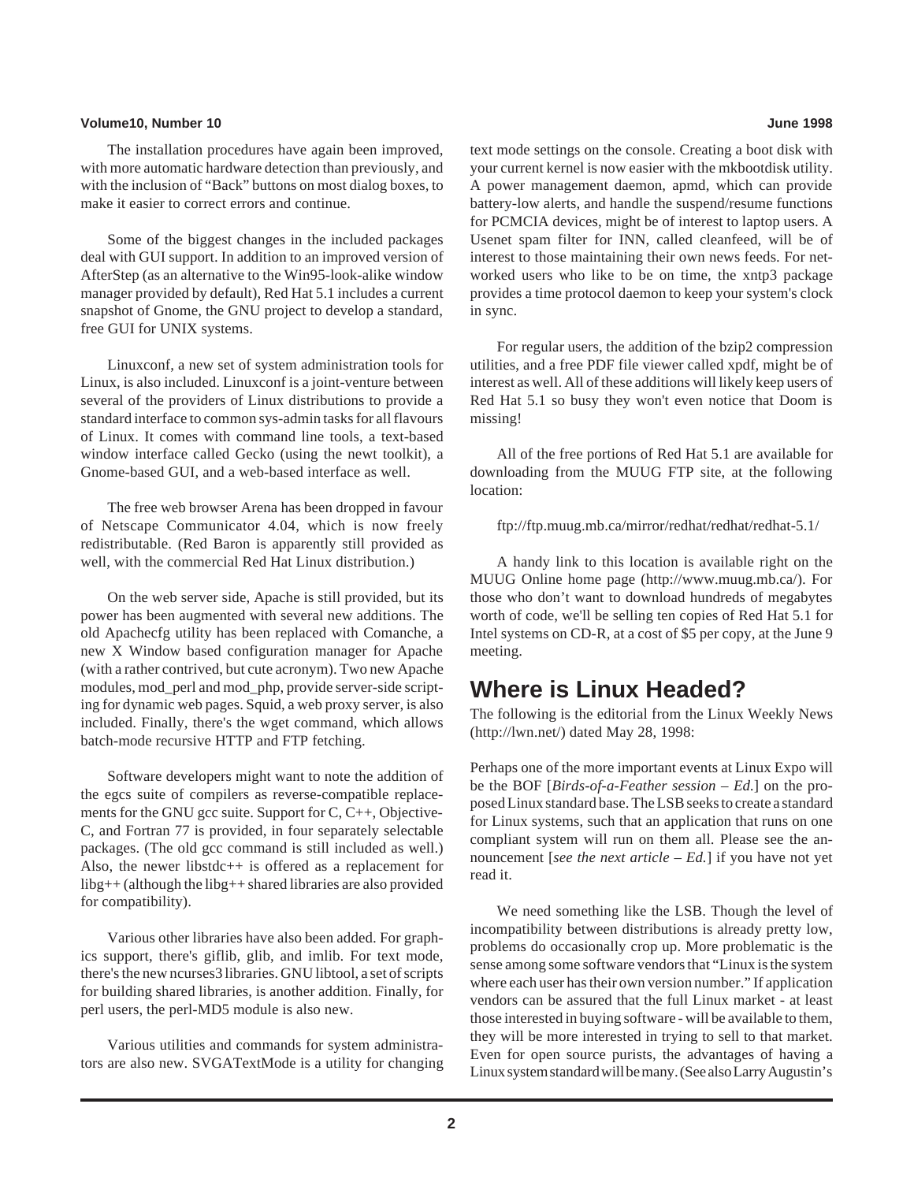The installation procedures have again been improved, with more automatic hardware detection than previously, and with the inclusion of "Back" buttons on most dialog boxes, to make it easier to correct errors and continue.

Some of the biggest changes in the included packages deal with GUI support. In addition to an improved version of AfterStep (as an alternative to the Win95-look-alike window manager provided by default), Red Hat 5.1 includes a current snapshot of Gnome, the GNU project to develop a standard, free GUI for UNIX systems.

Linuxconf, a new set of system administration tools for Linux, is also included. Linuxconf is a joint-venture between several of the providers of Linux distributions to provide a standard interface to common sys-admin tasks for all flavours of Linux. It comes with command line tools, a text-based window interface called Gecko (using the newt toolkit), a Gnome-based GUI, and a web-based interface as well.

The free web browser Arena has been dropped in favour of Netscape Communicator 4.04, which is now freely redistributable. (Red Baron is apparently still provided as well, with the commercial Red Hat Linux distribution.)

On the web server side, Apache is still provided, but its power has been augmented with several new additions. The old Apachecfg utility has been replaced with Comanche, a new X Window based configuration manager for Apache (with a rather contrived, but cute acronym). Two new Apache modules, mod_perl and mod_php, provide server-side scripting for dynamic web pages. Squid, a web proxy server, is also included. Finally, there's the wget command, which allows batch-mode recursive HTTP and FTP fetching.

Software developers might want to note the addition of the egcs suite of compilers as reverse-compatible replacements for the GNU gcc suite. Support for C, C++, Objective-C, and Fortran 77 is provided, in four separately selectable packages. (The old gcc command is still included as well.) Also, the newer libstdc++ is offered as a replacement for libg++ (although the libg++ shared libraries are also provided for compatibility).

Various other libraries have also been added. For graphics support, there's giflib, glib, and imlib. For text mode, there's the new ncurses3 libraries. GNU libtool, a set of scripts for building shared libraries, is another addition. Finally, for perl users, the perl-MD5 module is also new.

Various utilities and commands for system administrators are also new. SVGATextMode is a utility for changing text mode settings on the console. Creating a boot disk with your current kernel is now easier with the mkbootdisk utility. A power management daemon, apmd, which can provide battery-low alerts, and handle the suspend/resume functions for PCMCIA devices, might be of interest to laptop users. A Usenet spam filter for INN, called cleanfeed, will be of interest to those maintaining their own news feeds. For networked users who like to be on time, the xntp3 package provides a time protocol daemon to keep your system's clock in sync.

For regular users, the addition of the bzip2 compression utilities, and a free PDF file viewer called xpdf, might be of interest as well. All of these additions will likely keep users of Red Hat 5.1 so busy they won't even notice that Doom is missing!

All of the free portions of Red Hat 5.1 are available for downloading from the MUUG FTP site, at the following location:

ftp://ftp.muug.mb.ca/mirror/redhat/redhat/redhat-5.1/

A handy link to this location is available right on the MUUG Online home page (http://www.muug.mb.ca/). For those who don't want to download hundreds of megabytes worth of code, we'll be selling ten copies of Red Hat 5.1 for Intel systems on CD-R, at a cost of $5 per copy, at the June 9 meeting.

## Where is Linux Headed?

The following is the editorial from the Linux Weekly News (http://lwn.net/) dated May 28, 1998:

Perhaps one of the more important events at Linux Expo will be the BOF [*Birds-of-a-Feather session – Ed.*] on the proposed Linux standard base. The LSB seeks to create a standard for Linux systems, such that an application that runs on one compliant system will run on them all. Please see the announcement [*see the next article – Ed.*] if you have not yet read it.

We need something like the LSB. Though the level of incompatibility between distributions is already pretty low, problems do occasionally crop up. More problematic is the sense among some software vendors that "Linux is the system where each user has their own version number." If application vendors can be assured that the full Linux market - at least those interested in buying software - will be available to them, they will be more interested in trying to sell to that market. Even for open source purists, the advantages of having a Linux system standard will be many. (See also Larry Augustin's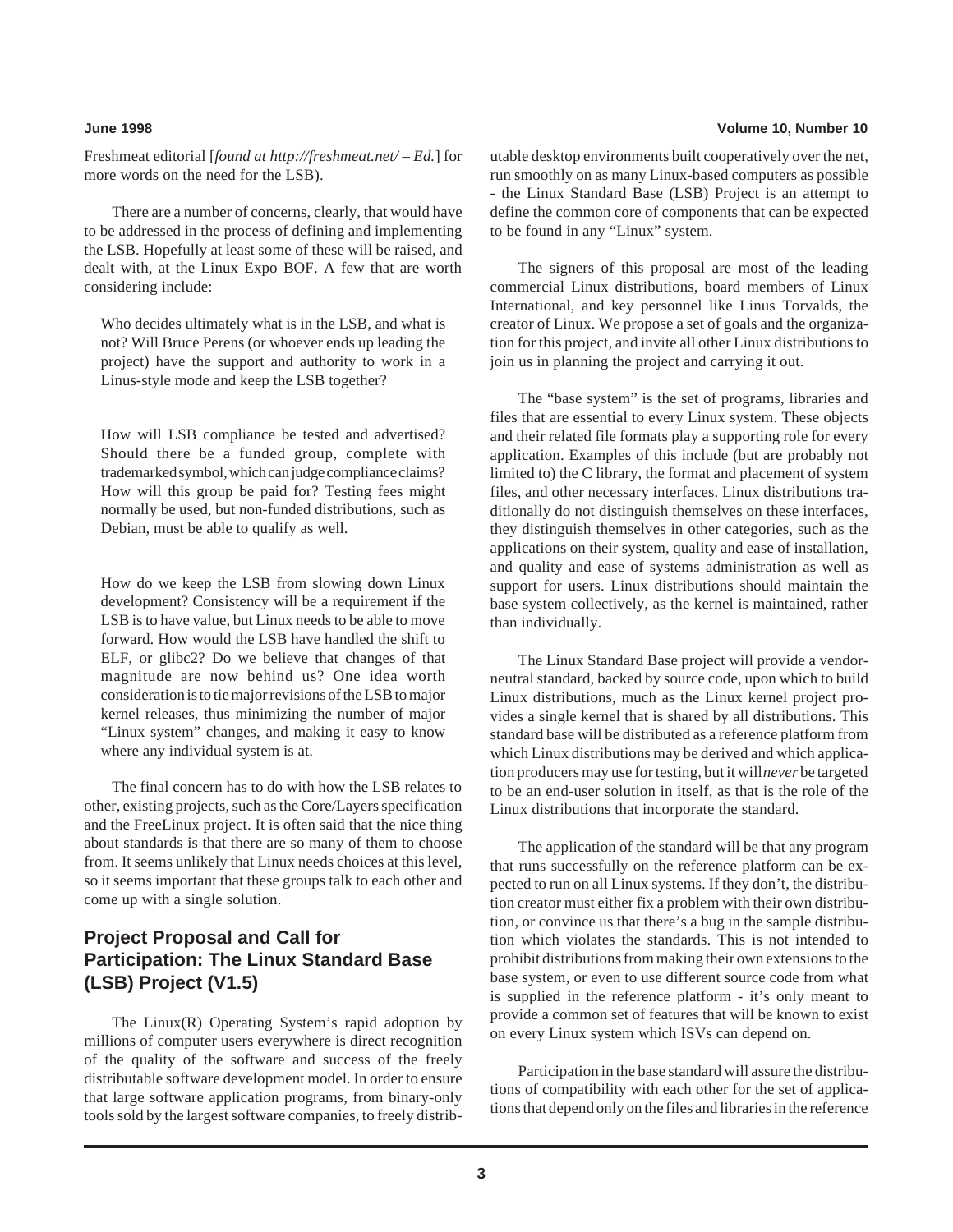Freshmeat editorial [*found at http://freshmeat.net/ – Ed.*] for more words on the need for the LSB).

There are a number of concerns, clearly, that would have to be addressed in the process of defining and implementing the LSB. Hopefully at least some of these will be raised, and dealt with, at the Linux Expo BOF. A few that are worth considering include:

> Who decides ultimately what is in the LSB, and what is not? Will Bruce Perens (or whoever ends up leading the project) have the support and authority to work in a Linus-style mode and keep the LSB together?

> How will LSB compliance be tested and advertised? Should there be a funded group, complete with trademarked symbol, which can judge compliance claims? How will this group be paid for? Testing fees might normally be used, but non-funded distributions, such as Debian, must be able to qualify as well.

> How do we keep the LSB from slowing down Linux development? Consistency will be a requirement if the LSB is to have value, but Linux needs to be able to move forward. How would the LSB have handled the shift to ELF, or glibc2? Do we believe that changes of that magnitude are now behind us? One idea worth consideration is to tie major revisions of the LSB to major kernel releases, thus minimizing the number of major "Linux system" changes, and making it easy to know where any individual system is at.

The final concern has to do with how the LSB relates to other, existing projects, such as the Core/Layers specification and the FreeLinux project. It is often said that the nice thing about standards is that there are so many of them to choose from. It seems unlikely that Linux needs choices at this level, so it seems important that these groups talk to each other and come up with a single solution.

## Project Proposal and Call for Participation: The Linux Standard Base (LSB) Project (V1.5)

The Linux(R) Operating System's rapid adoption by millions of computer users everywhere is direct recognition of the quality of the software and success of the freely distributable software development model. In order to ensure that large software application programs, from binary-only tools sold by the largest software companies, to freely distributable desktop environments built cooperatively over the net, run smoothly on as many Linux-based computers as possible - the Linux Standard Base (LSB) Project is an attempt to define the common core of components that can be expected to be found in any "Linux" system.

The signers of this proposal are most of the leading commercial Linux distributions, board members of Linux International, and key personnel like Linus Torvalds, the creator of Linux. We propose a set of goals and the organization for this project, and invite all other Linux distributions to join us in planning the project and carrying it out.

The "base system" is the set of programs, libraries and files that are essential to every Linux system. These objects and their related file formats play a supporting role for every application. Examples of this include (but are probably not limited to) the C library, the format and placement of system files, and other necessary interfaces. Linux distributions traditionally do not distinguish themselves on these interfaces, they distinguish themselves in other categories, such as the applications on their system, quality and ease of installation, and quality and ease of systems administration as well as support for users. Linux distributions should maintain the base system collectively, as the kernel is maintained, rather than individually.

The Linux Standard Base project will provide a vendor-neutral standard, backed by source code, upon which to build Linux distributions, much as the Linux kernel project provides a single kernel that is shared by all distributions. This standard base will be distributed as a reference platform from which Linux distributions may be derived and which application producers may use for testing, but it will *never* be targeted to be an end-user solution in itself, as that is the role of the Linux distributions that incorporate the standard.

The application of the standard will be that any program that runs successfully on the reference platform can be expected to run on all Linux systems. If they don't, the distribution creator must either fix a problem with their own distribution, or convince us that there's a bug in the sample distribution which violates the standards. This is not intended to prohibit distributions from making their own extensions to the base system, or even to use different source code from what is supplied in the reference platform - it's only meant to provide a common set of features that will be known to exist on every Linux system which ISVs can depend on.

Participation in the base standard will assure the distributions of compatibility with each other for the set of applications that depend only on the files and libraries in the reference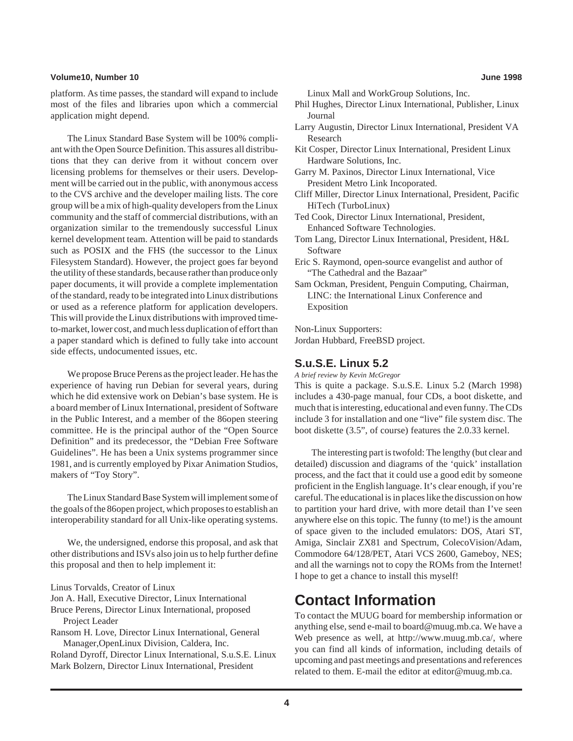platform. As time passes, the standard will expand to include most of the files and libraries upon which a commercial application might depend.

The Linux Standard Base System will be 100% compliant with the Open Source Definition. This assures all distributions that they can derive from it without concern over licensing problems for themselves or their users. Development will be carried out in the public, with anonymous access to the CVS archive and the developer mailing lists. The core group will be a mix of high-quality developers from the Linux community and the staff of commercial distributions, with an organization similar to the tremendously successful Linux kernel development team. Attention will be paid to standards such as POSIX and the FHS (the successor to the Linux Filesystem Standard). However, the project goes far beyond the utility of these standards, because rather than produce only paper documents, it will provide a complete implementation of the standard, ready to be integrated into Linux distributions or used as a reference platform for application developers. This will provide the Linux distributions with improved time-to-market, lower cost, and much less duplication of effort than a paper standard which is defined to fully take into account side effects, undocumented issues, etc.

We propose Bruce Perens as the project leader. He has the experience of having run Debian for several years, during which he did extensive work on Debian's base system. He is a board member of Linux International, president of Software in the Public Interest, and a member of the 86open steering committee. He is the principal author of the "Open Source Definition" and its predecessor, the "Debian Free Software Guidelines". He has been a Unix systems programmer since 1981, and is currently employed by Pixar Animation Studios, makers of "Toy Story".

The Linux Standard Base System will implement some of the goals of the 86open project, which proposes to establish an interoperability standard for all Unix-like operating systems.

We, the undersigned, endorse this proposal, and ask that other distributions and ISVs also join us to help further define this proposal and then to help implement it:

Linus Torvalds, Creator of Linux
Jon A. Hall, Executive Director, Linux International
Bruce Perens, Director Linux International, proposed Project Leader
Ransom H. Love, Director Linux International, General Manager,OpenLinux Division, Caldera, Inc.
Roland Dyroff, Director Linux International, S.u.S.E. Linux
Mark Bolzern, Director Linux International, President Linux Mall and WorkGroup Solutions, Inc.
Phil Hughes, Director Linux International, Publisher, Linux Journal
Larry Augustin, Director Linux International, President VA Research
Kit Cosper, Director Linux International, President Linux Hardware Solutions, Inc.
Garry M. Paxinos, Director Linux International, Vice President Metro Link Incoporated.
Cliff Miller, Director Linux International, President, Pacific HiTech (TurboLinux)
Ted Cook, Director Linux International, President, Enhanced Software Technologies.
Tom Lang, Director Linux International, President, H&L Software
Eric S. Raymond, open-source evangelist and author of "The Cathedral and the Bazaar"
Sam Ockman, President, Penguin Computing, Chairman, LINC: the International Linux Conference and Exposition

Non-Linux Supporters:
Jordan Hubbard, FreeBSD project.

### S.u.S.E. Linux 5.2

*A brief review by Kevin McGregor*

This is quite a package. S.u.S.E. Linux 5.2 (March 1998) includes a 430-page manual, four CDs, a boot diskette, and much that is interesting, educational and even funny. The CDs include 3 for installation and one "live" file system disc. The boot diskette (3.5", of course) features the 2.0.33 kernel.

The interesting part is twofold: The lengthy (but clear and detailed) discussion and diagrams of the 'quick' installation process, and the fact that it could use a good edit by someone proficient in the English language. It's clear enough, if you're careful. The educational is in places like the discussion on how to partition your hard drive, with more detail than I've seen anywhere else on this topic. The funny (to me!) is the amount of space given to the included emulators: DOS, Atari ST, Amiga, Sinclair ZX81 and Spectrum, ColecoVision/Adam, Commodore 64/128/PET, Atari VCS 2600, Gameboy, NES; and all the warnings not to copy the ROMs from the Internet! I hope to get a chance to install this myself!

## Contact Information

To contact the MUUG board for membership information or anything else, send e-mail to board@muug.mb.ca. We have a Web presence as well, at http://www.muug.mb.ca/, where you can find all kinds of information, including details of upcoming and past meetings and presentations and references related to them. E-mail the editor at editor@muug.mb.ca.